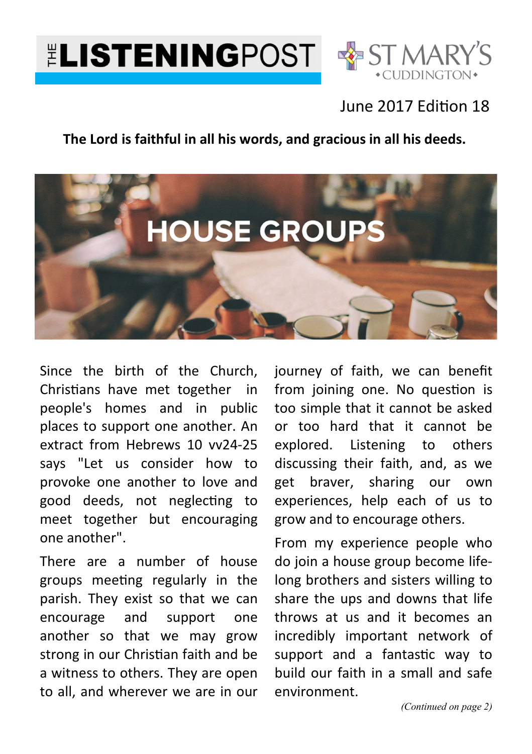# THE LISTENING POST

ST MARY'S CUDDINGTON

June 2017 Edition 18

**The Lord is faithful in all his words, and gracious in all his deeds.**

## HOUSE GROUPS

Since the birth of the Church, Christians have met together in people's homes and in public places to support one another. An extract from Hebrews 10 vv24-25 says "Let us consider how to provoke one another to love and good deeds, not neglecting to meet together but encouraging one another".

There are a number of house groups meeting regularly in the parish. They exist so that we can encourage and support one another so that we may grow strong in our Christian faith and be a witness to others. They are open to all, and wherever we are in our journey of faith, we can benefit from joining one. No question is too simple that it cannot be asked or too hard that it cannot be explored. Listening to others discussing their faith, and, as we get braver, sharing our own experiences, help each of us to grow and to encourage others.

From my experience people who do join a house group become life-long brothers and sisters willing to share the ups and downs that life throws at us and it becomes an incredibly important network of support and a fantastic way to build our faith in a small and safe environment.

*(Continued on page 2)*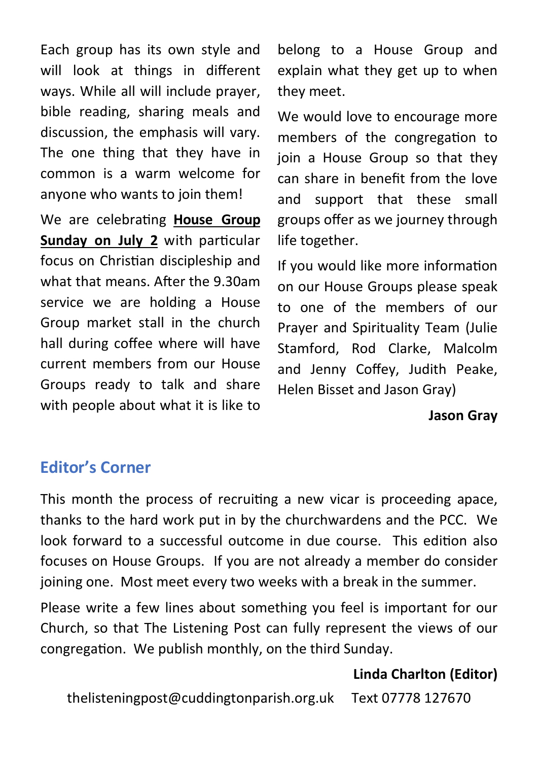Each group has its own style and will look at things in different ways. While all will include prayer, bible reading, sharing meals and discussion, the emphasis will vary. The one thing that they have in common is a warm welcome for anyone who wants to join them!

We are celebrating **House Group Sunday on July 2** with particular focus on Christian discipleship and what that means. After the 9.30am service we are holding a House Group market stall in the church hall during coffee where will have current members from our House Groups ready to talk and share with people about what it is like to belong to a House Group and explain what they get up to when they meet.

We would love to encourage more members of the congregation to join a House Group so that they can share in benefit from the love and support that these small groups offer as we journey through life together.

If you would like more information on our House Groups please speak to one of the members of our Prayer and Spirituality Team (Julie Stamford, Rod Clarke, Malcolm and Jenny Coffey, Judith Peake, Helen Bisset and Jason Gray)

**Jason Gray**

## Editor's Corner

This month the process of recruiting a new vicar is proceeding apace, thanks to the hard work put in by the churchwardens and the PCC. We look forward to a successful outcome in due course. This edition also focuses on House Groups. If you are not already a member do consider joining one. Most meet every two weeks with a break in the summer.

Please write a few lines about something you feel is important for our Church, so that The Listening Post can fully represent the views of our congregation. We publish monthly, on the third Sunday.

**Linda Charlton (Editor)**

thelisteningpost@cuddingtonparish.org.uk Text 07778 127670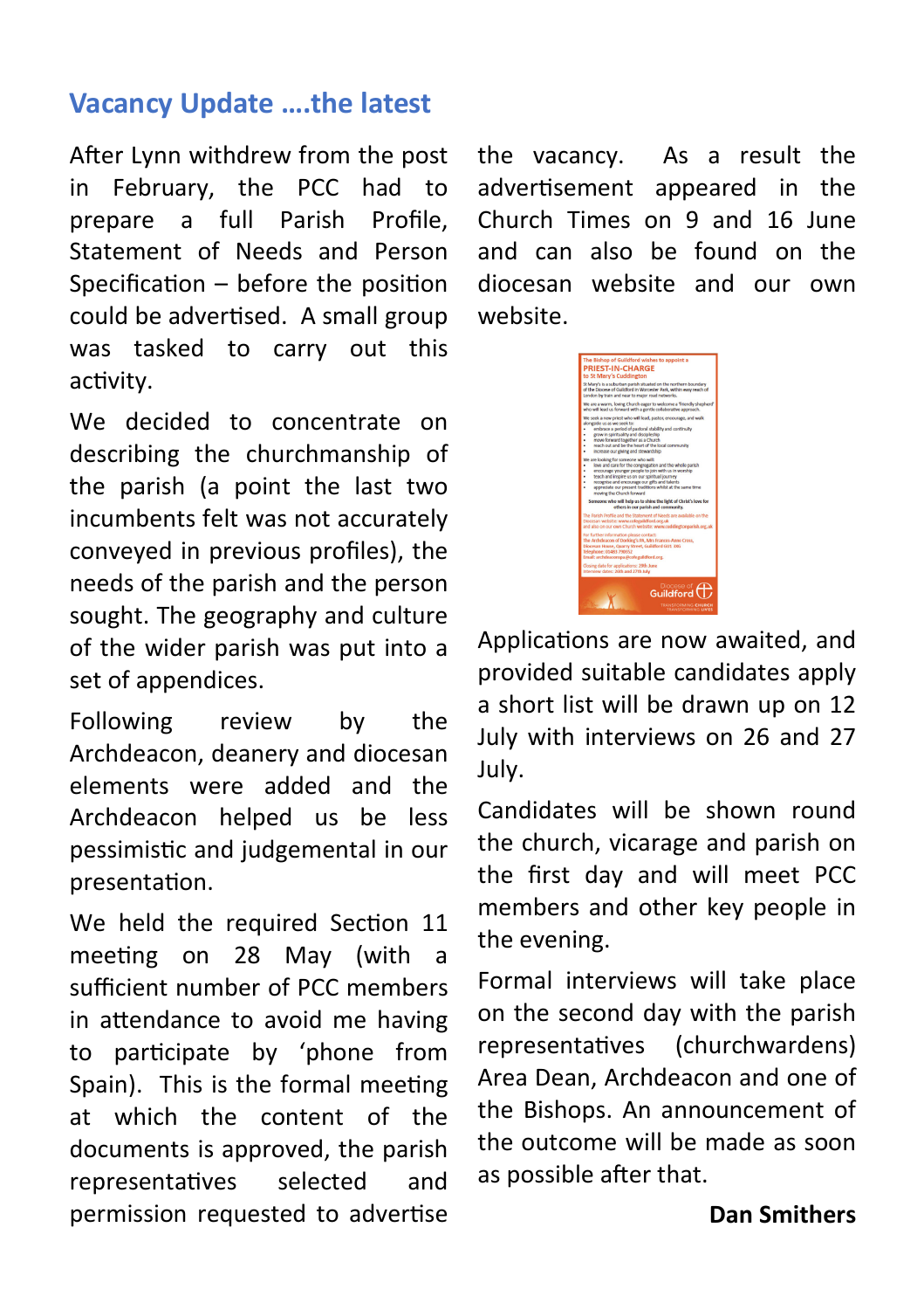## Vacancy Update ….the latest

After Lynn withdrew from the post in February, the PCC had to prepare a full Parish Profile, Statement of Needs and Person Specification – before the position could be advertised. A small group was tasked to carry out this activity.

We decided to concentrate on describing the churchmanship of the parish (a point the last two incumbents felt was not accurately conveyed in previous profiles), the needs of the parish and the person sought. The geography and culture of the wider parish was put into a set of appendices.

Following review by the Archdeacon, deanery and diocesan elements were added and the Archdeacon helped us be less pessimistic and judgemental in our presentation.

We held the required Section 11 meeting on 28 May (with a sufficient number of PCC members in attendance to avoid me having to participate by 'phone from Spain). This is the formal meeting at which the content of the documents is approved, the parish representatives selected and permission requested to advertise the vacancy. As a result the advertisement appeared in the Church Times on 9 and 16 June and can also be found on the diocesan website and our own website.

Applications are now awaited, and provided suitable candidates apply a short list will be drawn up on 12 July with interviews on 26 and 27 July.

Candidates will be shown round the church, vicarage and parish on the first day and will meet PCC members and other key people in the evening.

Formal interviews will take place on the second day with the parish representatives (churchwardens) Area Dean, Archdeacon and one of the Bishops. An announcement of the outcome will be made as soon as possible after that.

**Dan Smithers**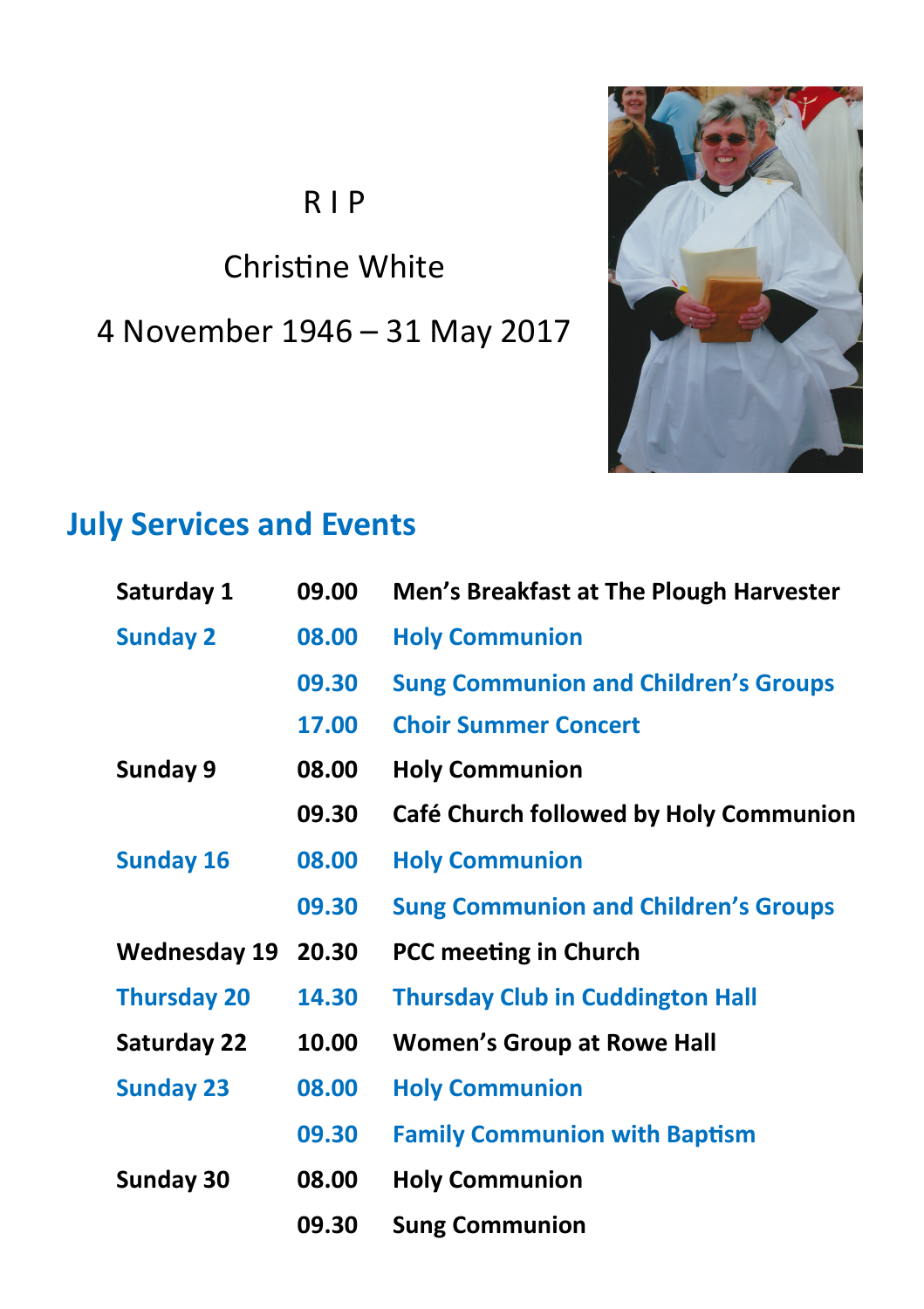R I P

Christine White

4 November 1946 – 31 May 2017

## July Services and Events

| | | |
|---|---|---|
| **Saturday 1** | **09.00** | **Men's Breakfast at The Plough Harvester** |
| **Sunday 2** | **08.00** | **Holy Communion** |
| | **09.30** | **Sung Communion and Children's Groups** |
| | **17.00** | **Choir Summer Concert** |
| **Sunday 9** | **08.00** | **Holy Communion** |
| | **09.30** | **Café Church followed by Holy Communion** |
| **Sunday 16** | **08.00** | **Holy Communion** |
| | **09.30** | **Sung Communion and Children's Groups** |
| **Wednesday 19** | **20.30** | **PCC meeting in Church** |
| **Thursday 20** | **14.30** | **Thursday Club in Cuddington Hall** |
| **Saturday 22** | **10.00** | **Women's Group at Rowe Hall** |
| **Sunday 23** | **08.00** | **Holy Communion** |
| | **09.30** | **Family Communion with Baptism** |
| **Sunday 30** | **08.00** | **Holy Communion** |
| | **09.30** | **Sung Communion** |